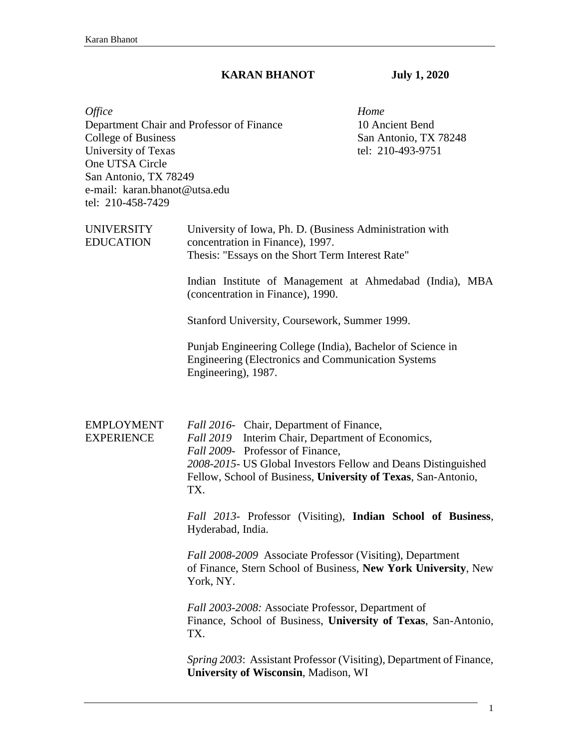**KARAN BHANOT** **July 1, 2020**

*Office*
Department Chair and Professor of Finance
College of Business
University of Texas
One UTSA Circle
San Antonio, TX 78249
e-mail: karan.bhanot@utsa.edu
tel: 210-458-7429

*Home*
10 Ancient Bend
San Antonio, TX 78248
tel: 210-493-9751

## UNIVERSITY EDUCATION

University of Iowa, Ph. D. (Business Administration with concentration in Finance), 1997.
Thesis: "Essays on the Short Term Interest Rate"

Indian Institute of Management at Ahmedabad (India), MBA (concentration in Finance), 1990.

Stanford University, Coursework, Summer 1999.

Punjab Engineering College (India), Bachelor of Science in Engineering (Electronics and Communication Systems Engineering), 1987.

## EMPLOYMENT EXPERIENCE

*Fall 2016-* Chair, Department of Finance,
*Fall 2019* Interim Chair, Department of Economics,
*Fall 2009-* Professor of Finance,
*2008-2015-* US Global Investors Fellow and Deans Distinguished Fellow, School of Business, **University of Texas**, San-Antonio, TX.

*Fall 2013-* Professor (Visiting), **Indian School of Business**, Hyderabad, India.

*Fall 2008-2009* Associate Professor (Visiting), Department of Finance, Stern School of Business, **New York University**, New York, NY.

*Fall 2003-2008:* Associate Professor, Department of Finance, School of Business, **University of Texas**, San-Antonio, TX.

*Spring 2003*: Assistant Professor (Visiting), Department of Finance, **University of Wisconsin**, Madison, WI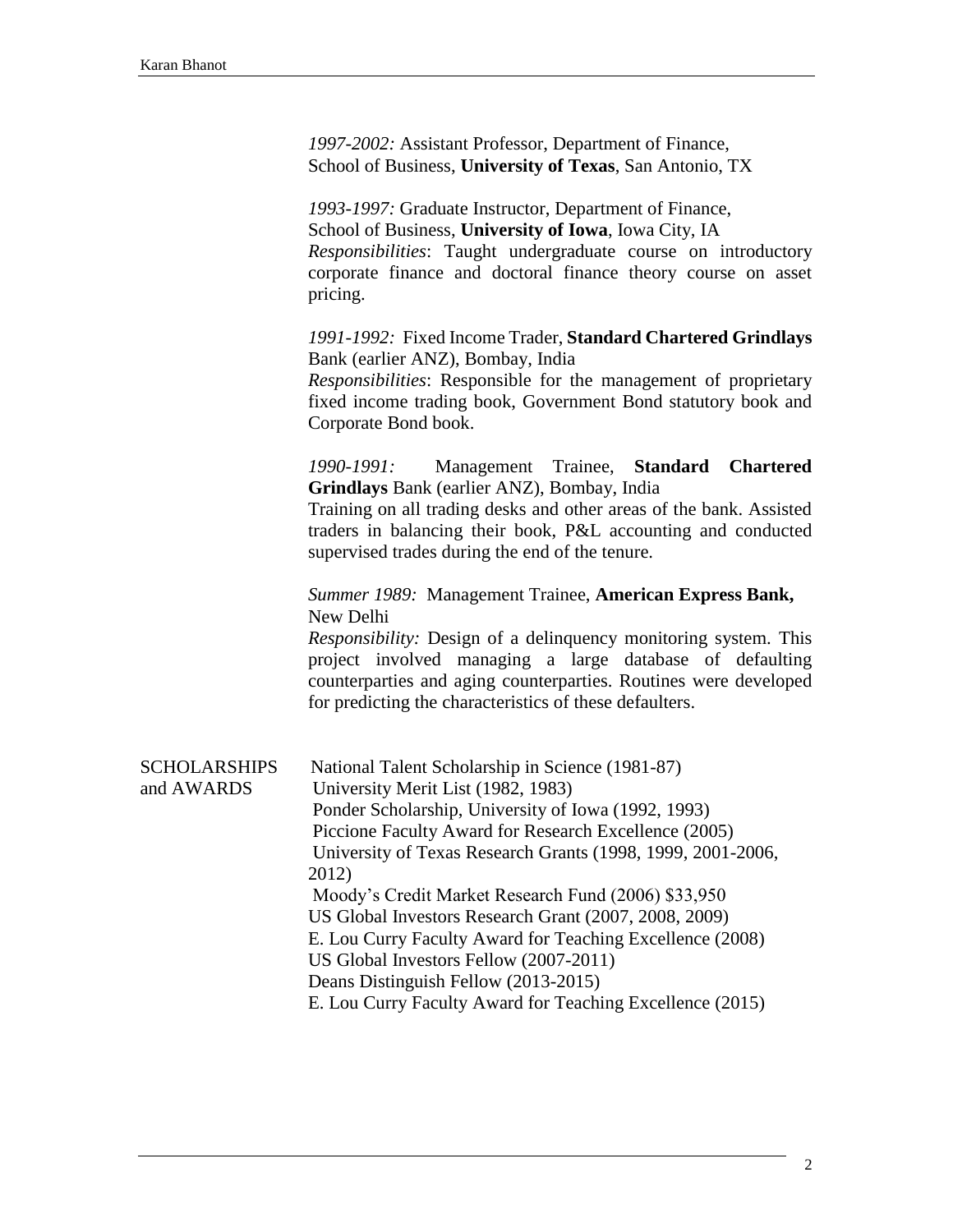*1997-2002:* Assistant Professor, Department of Finance, School of Business, **University of Texas**, San Antonio, TX

*1993-1997:* Graduate Instructor, Department of Finance, School of Business, **University of Iowa**, Iowa City, IA
*Responsibilities*: Taught undergraduate course on introductory corporate finance and doctoral finance theory course on asset pricing.

*1991-1992:* Fixed Income Trader, **Standard Chartered Grindlays** Bank (earlier ANZ), Bombay, India
*Responsibilities*: Responsible for the management of proprietary fixed income trading book, Government Bond statutory book and Corporate Bond book.

*1990-1991:* Management Trainee, **Standard Chartered Grindlays** Bank (earlier ANZ), Bombay, India
Training on all trading desks and other areas of the bank. Assisted traders in balancing their book, P&L accounting and conducted supervised trades during the end of the tenure.

*Summer 1989:* Management Trainee, **American Express Bank,** New Delhi
*Responsibility:* Design of a delinquency monitoring system. This project involved managing a large database of defaulting counterparties and aging counterparties. Routines were developed for predicting the characteristics of these defaulters.

## SCHOLARSHIPS and AWARDS

National Talent Scholarship in Science (1981-87)
University Merit List (1982, 1983)
Ponder Scholarship, University of Iowa (1992, 1993)
Piccione Faculty Award for Research Excellence (2005)
University of Texas Research Grants (1998, 1999, 2001-2006, 2012)
Moody's Credit Market Research Fund (2006) $33,950
US Global Investors Research Grant (2007, 2008, 2009)
E. Lou Curry Faculty Award for Teaching Excellence (2008)
US Global Investors Fellow (2007-2011)
Deans Distinguish Fellow (2013-2015)
E. Lou Curry Faculty Award for Teaching Excellence (2015)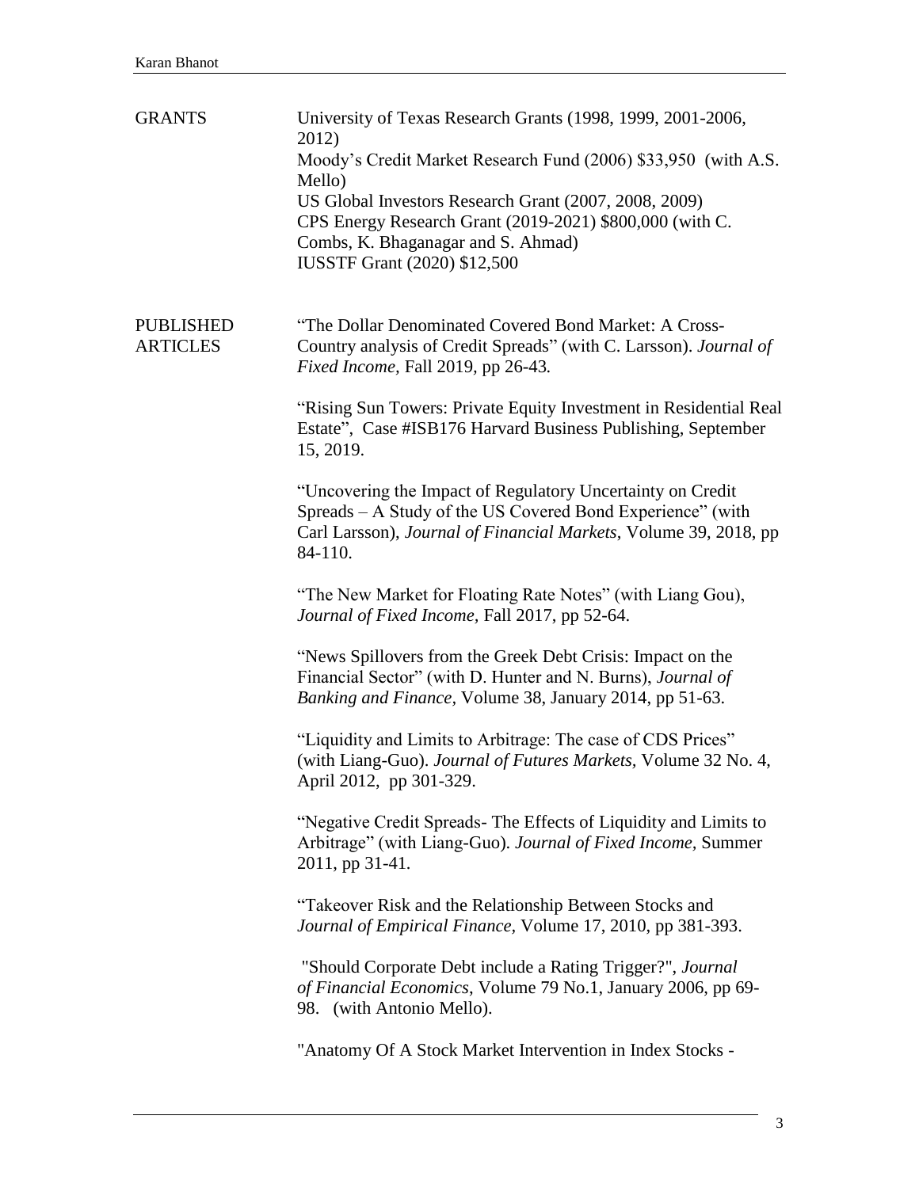## GRANTS

University of Texas Research Grants (1998, 1999, 2001-2006, 2012)
Moody's Credit Market Research Fund (2006) $33,950 (with A.S. Mello)
US Global Investors Research Grant (2007, 2008, 2009)
CPS Energy Research Grant (2019-2021) $800,000 (with C. Combs, K. Bhaganagar and S. Ahmad)
IUSSTF Grant (2020) $12,500

## PUBLISHED ARTICLES

"The Dollar Denominated Covered Bond Market: A Cross-Country analysis of Credit Spreads" (with C. Larsson). *Journal of Fixed Income,* Fall 2019, pp 26-43*.*

"Rising Sun Towers: Private Equity Investment in Residential Real Estate", Case #ISB176 Harvard Business Publishing, September 15, 2019.

"Uncovering the Impact of Regulatory Uncertainty on Credit Spreads – A Study of the US Covered Bond Experience" (with Carl Larsson), *Journal of Financial Markets*, Volume 39, 2018, pp 84-110.

"The New Market for Floating Rate Notes" (with Liang Gou), *Journal of Fixed Income,* Fall 2017, pp 52-64.

"News Spillovers from the Greek Debt Crisis: Impact on the Financial Sector" (with D. Hunter and N. Burns), *Journal of Banking and Finance,* Volume 38, January 2014, pp 51-63.

"Liquidity and Limits to Arbitrage: The case of CDS Prices" (with Liang-Guo). *Journal of Futures Markets,* Volume 32 No. 4, April 2012, pp 301-329.

"Negative Credit Spreads- The Effects of Liquidity and Limits to Arbitrage" (with Liang-Guo). *Journal of Fixed Income,* Summer 2011, pp 31-41*.*

"Takeover Risk and the Relationship Between Stocks and *Journal of Empirical Finance,* Volume 17, 2010, pp 381-393.

"Should Corporate Debt include a Rating Trigger?", *Journal of Financial Economics*, Volume 79 No.1, January 2006, pp 69-98. (with Antonio Mello).

"Anatomy Of A Stock Market Intervention in Index Stocks -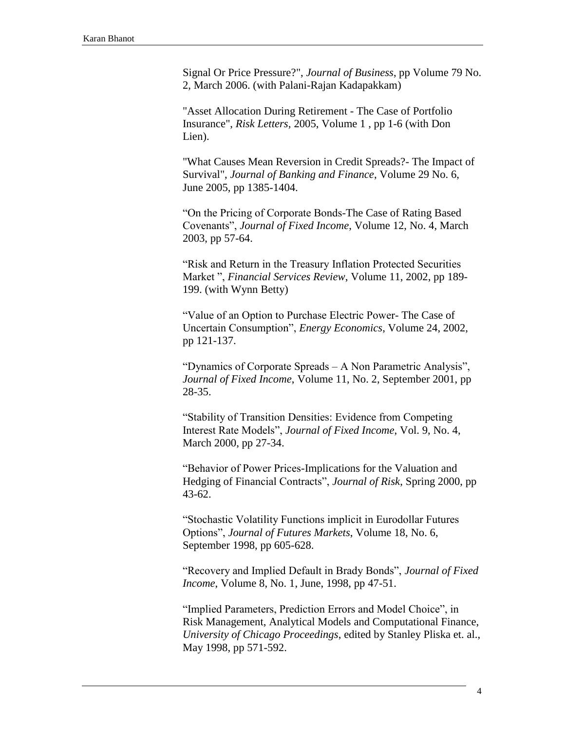Signal Or Price Pressure?", *Journal of Business*, pp Volume 79 No. 2, March 2006. (with Palani-Rajan Kadapakkam)

"Asset Allocation During Retirement - The Case of Portfolio Insurance", *Risk Letters*, 2005, Volume 1 , pp 1-6 (with Don Lien).

"What Causes Mean Reversion in Credit Spreads?- The Impact of Survival", *Journal of Banking and Finance*, Volume 29 No. 6, June 2005, pp 1385-1404.

"On the Pricing of Corporate Bonds-The Case of Rating Based Covenants", *Journal of Fixed Income*, Volume 12, No. 4, March 2003, pp 57-64.

"Risk and Return in the Treasury Inflation Protected Securities Market ", *Financial Services Review*, Volume 11, 2002, pp 189-199. (with Wynn Betty)

"Value of an Option to Purchase Electric Power- The Case of Uncertain Consumption", *Energy Economics*, Volume 24, 2002, pp 121-137.

"Dynamics of Corporate Spreads – A Non Parametric Analysis", *Journal of Fixed Income*, Volume 11, No. 2, September 2001, pp 28-35.

"Stability of Transition Densities: Evidence from Competing Interest Rate Models", *Journal of Fixed Income*, Vol. 9, No. 4, March 2000, pp 27-34.

"Behavior of Power Prices-Implications for the Valuation and Hedging of Financial Contracts", *Journal of Risk*, Spring 2000, pp 43-62.

"Stochastic Volatility Functions implicit in Eurodollar Futures Options", *Journal of Futures Markets*, Volume 18, No. 6, September 1998, pp 605-628.

"Recovery and Implied Default in Brady Bonds", *Journal of Fixed Income*, Volume 8, No. 1, June, 1998, pp 47-51.

"Implied Parameters, Prediction Errors and Model Choice", in Risk Management, Analytical Models and Computational Finance, *University of Chicago Proceedings*, edited by Stanley Pliska et. al., May 1998, pp 571-592.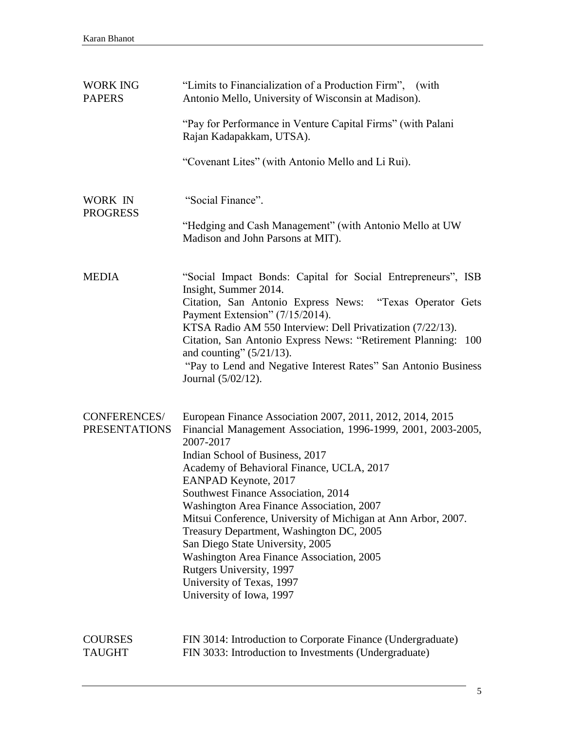## WORK ING PAPERS

"Limits to Financialization of a Production Firm", (with Antonio Mello, University of Wisconsin at Madison).

"Pay for Performance in Venture Capital Firms" (with Palani Rajan Kadapakkam, UTSA).

"Covenant Lites" (with Antonio Mello and Li Rui).

## WORK IN PROGRESS

"Social Finance".

"Hedging and Cash Management" (with Antonio Mello at UW Madison and John Parsons at MIT).

## MEDIA

"Social Impact Bonds: Capital for Social Entrepreneurs", ISB Insight, Summer 2014.
Citation, San Antonio Express News: "Texas Operator Gets Payment Extension" (7/15/2014).
KTSA Radio AM 550 Interview: Dell Privatization (7/22/13).
Citation, San Antonio Express News: "Retirement Planning: 100 and counting" (5/21/13).
"Pay to Lend and Negative Interest Rates" San Antonio Business Journal (5/02/12).

## CONFERENCES/ PRESENTATIONS

European Finance Association 2007, 2011, 2012, 2014, 2015
Financial Management Association, 1996-1999, 2001, 2003-2005, 2007-2017
Indian School of Business, 2017
Academy of Behavioral Finance, UCLA, 2017
EANPAD Keynote, 2017
Southwest Finance Association, 2014
Washington Area Finance Association, 2007
Mitsui Conference, University of Michigan at Ann Arbor, 2007.
Treasury Department, Washington DC, 2005
San Diego State University, 2005
Washington Area Finance Association, 2005
Rutgers University, 1997
University of Texas, 1997
University of Iowa, 1997

## COURSES TAUGHT

FIN 3014: Introduction to Corporate Finance (Undergraduate)
FIN 3033: Introduction to Investments (Undergraduate)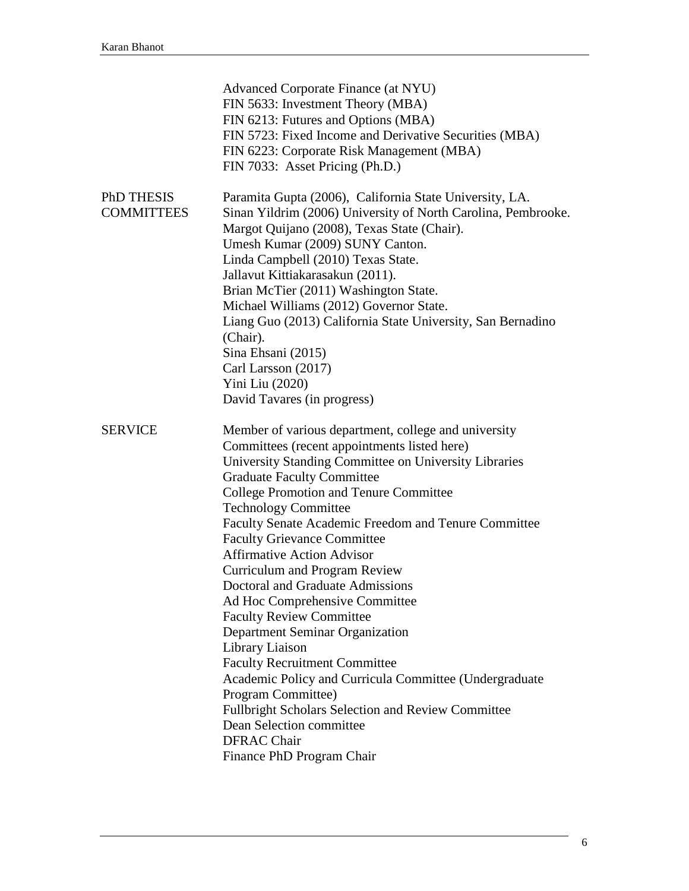Advanced Corporate Finance (at NYU)
FIN 5633: Investment Theory (MBA)
FIN 6213: Futures and Options (MBA)
FIN 5723: Fixed Income and Derivative Securities (MBA)
FIN 6223: Corporate Risk Management (MBA)
FIN 7033: Asset Pricing (Ph.D.)

## PhD THESIS COMMITTEES

Paramita Gupta (2006), California State University, LA.
Sinan Yildrim (2006) University of North Carolina, Pembrooke.
Margot Quijano (2008), Texas State (Chair).
Umesh Kumar (2009) SUNY Canton.
Linda Campbell (2010) Texas State.
Jallavut Kittiakarasakun (2011).
Brian McTier (2011) Washington State.
Michael Williams (2012) Governor State.
Liang Guo (2013) California State University, San Bernadino (Chair).
Sina Ehsani (2015)
Carl Larsson (2017)
Yini Liu (2020)
David Tavares (in progress)

## SERVICE

Member of various department, college and university Committees (recent appointments listed here)
University Standing Committee on University Libraries
Graduate Faculty Committee
College Promotion and Tenure Committee
Technology Committee
Faculty Senate Academic Freedom and Tenure Committee
Faculty Grievance Committee
Affirmative Action Advisor
Curriculum and Program Review
Doctoral and Graduate Admissions
Ad Hoc Comprehensive Committee
Faculty Review Committee
Department Seminar Organization
Library Liaison
Faculty Recruitment Committee
Academic Policy and Curricula Committee (Undergraduate Program Committee)
Fullbright Scholars Selection and Review Committee
Dean Selection committee
DFRAC Chair
Finance PhD Program Chair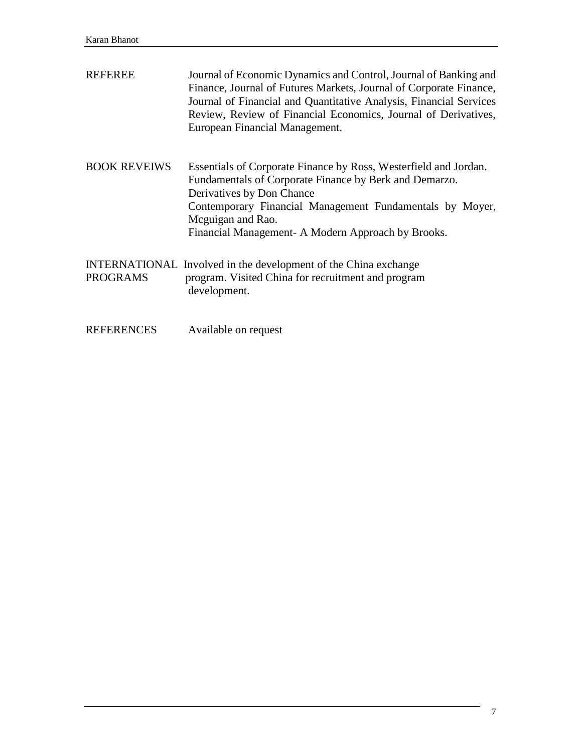**REFEREE** Journal of Economic Dynamics and Control, Journal of Banking and Finance, Journal of Futures Markets, Journal of Corporate Finance, Journal of Financial and Quantitative Analysis, Financial Services Review, Review of Financial Economics, Journal of Derivatives, European Financial Management.

**BOOK REVEIWS** Essentials of Corporate Finance by Ross, Westerfield and Jordan.
Fundamentals of Corporate Finance by Berk and Demarzo.
Derivatives by Don Chance
Contemporary Financial Management Fundamentals by Moyer, Mcguigan and Rao.
Financial Management- A Modern Approach by Brooks.

**INTERNATIONAL PROGRAMS** Involved in the development of the China exchange program. Visited China for recruitment and program development.

**REFERENCES** Available on request